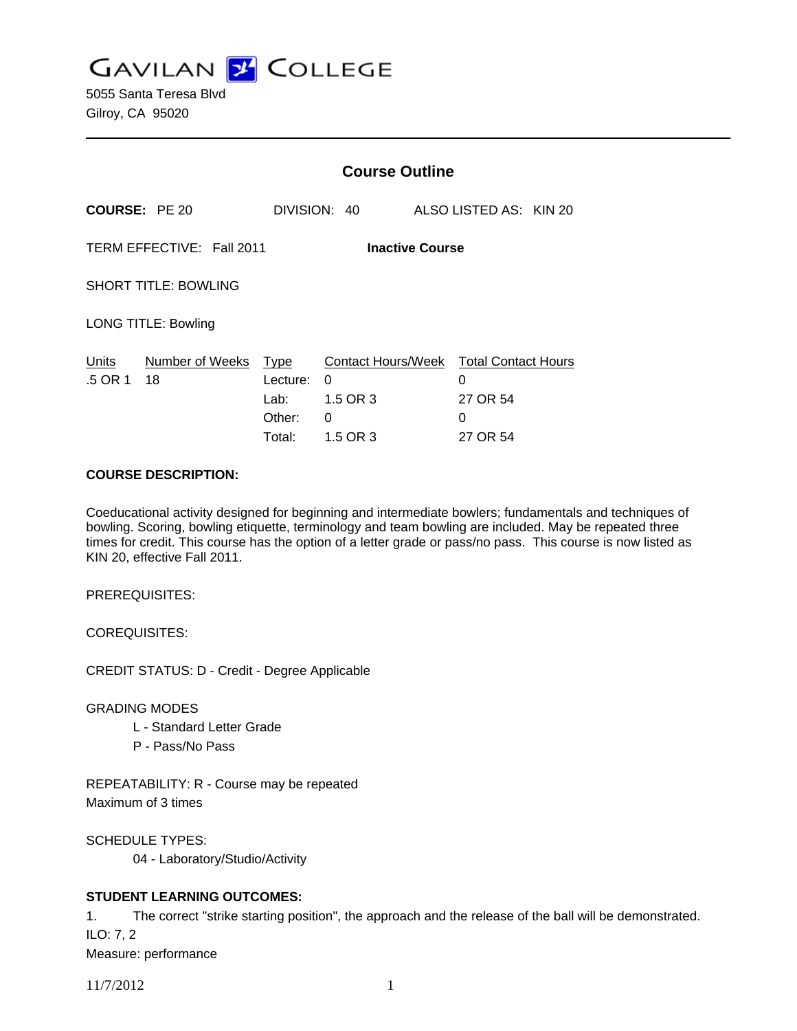GAVILAN COLLEGE

5055 Santa Teresa Blvd
Gilroy, CA 95020

# Course Outline

**COURSE:** PE 20 DIVISION: 40 ALSO LISTED AS: KIN 20

TERM EFFECTIVE: Fall 2011 **Inactive Course**

SHORT TITLE: BOWLING

LONG TITLE: Bowling

| Units | Number of Weeks | Type | Contact Hours/Week | Total Contact Hours |
|---|---|---|---|---|
| .5 OR 1 | 18 | Lecture: | 0 | 0 |
| | | Lab: | 1.5 OR 3 | 27 OR 54 |
| | | Other: | 0 | 0 |
| | | Total: | 1.5 OR 3 | 27 OR 54 |

**COURSE DESCRIPTION:**

Coeducational activity designed for beginning and intermediate bowlers; fundamentals and techniques of bowling. Scoring, bowling etiquette, terminology and team bowling are included. May be repeated three times for credit. This course has the option of a letter grade or pass/no pass. This course is now listed as KIN 20, effective Fall 2011.

PREREQUISITES:

COREQUISITES:

CREDIT STATUS: D - Credit - Degree Applicable

GRADING MODES

- L - Standard Letter Grade
- P - Pass/No Pass

REPEATABILITY: R - Course may be repeated
Maximum of 3 times

SCHEDULE TYPES:

- 04 - Laboratory/Studio/Activity

**STUDENT LEARNING OUTCOMES:**

1. The correct "strike starting position", the approach and the release of the ball will be demonstrated.
ILO: 7, 2
Measure: performance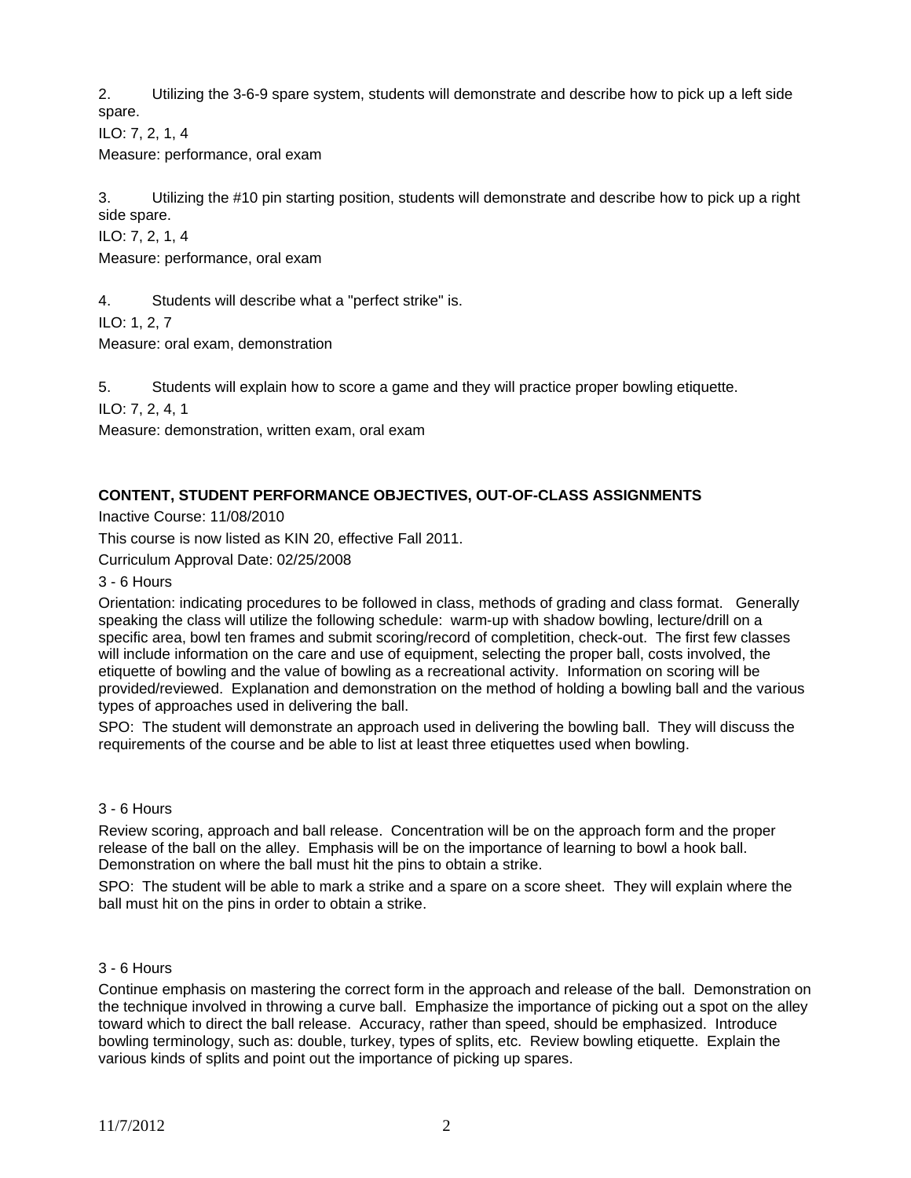2. Utilizing the 3-6-9 spare system, students will demonstrate and describe how to pick up a left side spare.

ILO: 7, 2, 1, 4

Measure: performance, oral exam

3. Utilizing the #10 pin starting position, students will demonstrate and describe how to pick up a right side spare.

ILO: 7, 2, 1, 4

Measure: performance, oral exam

4. Students will describe what a "perfect strike" is.

ILO: 1, 2, 7

Measure: oral exam, demonstration

5. Students will explain how to score a game and they will practice proper bowling etiquette.

ILO: 7, 2, 4, 1

Measure: demonstration, written exam, oral exam

**CONTENT, STUDENT PERFORMANCE OBJECTIVES, OUT-OF-CLASS ASSIGNMENTS**

Inactive Course: 11/08/2010

This course is now listed as KIN 20, effective Fall 2011.

Curriculum Approval Date: 02/25/2008

3 - 6 Hours

Orientation: indicating procedures to be followed in class, methods of grading and class format. Generally speaking the class will utilize the following schedule: warm-up with shadow bowling, lecture/drill on a specific area, bowl ten frames and submit scoring/record of completition, check-out. The first few classes will include information on the care and use of equipment, selecting the proper ball, costs involved, the etiquette of bowling and the value of bowling as a recreational activity. Information on scoring will be provided/reviewed. Explanation and demonstration on the method of holding a bowling ball and the various types of approaches used in delivering the ball.

SPO: The student will demonstrate an approach used in delivering the bowling ball. They will discuss the requirements of the course and be able to list at least three etiquettes used when bowling.

3 - 6 Hours

Review scoring, approach and ball release. Concentration will be on the approach form and the proper release of the ball on the alley. Emphasis will be on the importance of learning to bowl a hook ball. Demonstration on where the ball must hit the pins to obtain a strike.

SPO: The student will be able to mark a strike and a spare on a score sheet. They will explain where the ball must hit on the pins in order to obtain a strike.

3 - 6 Hours

Continue emphasis on mastering the correct form in the approach and release of the ball. Demonstration on the technique involved in throwing a curve ball. Emphasize the importance of picking out a spot on the alley toward which to direct the ball release. Accuracy, rather than speed, should be emphasized. Introduce bowling terminology, such as: double, turkey, types of splits, etc. Review bowling etiquette. Explain the various kinds of splits and point out the importance of picking up spares.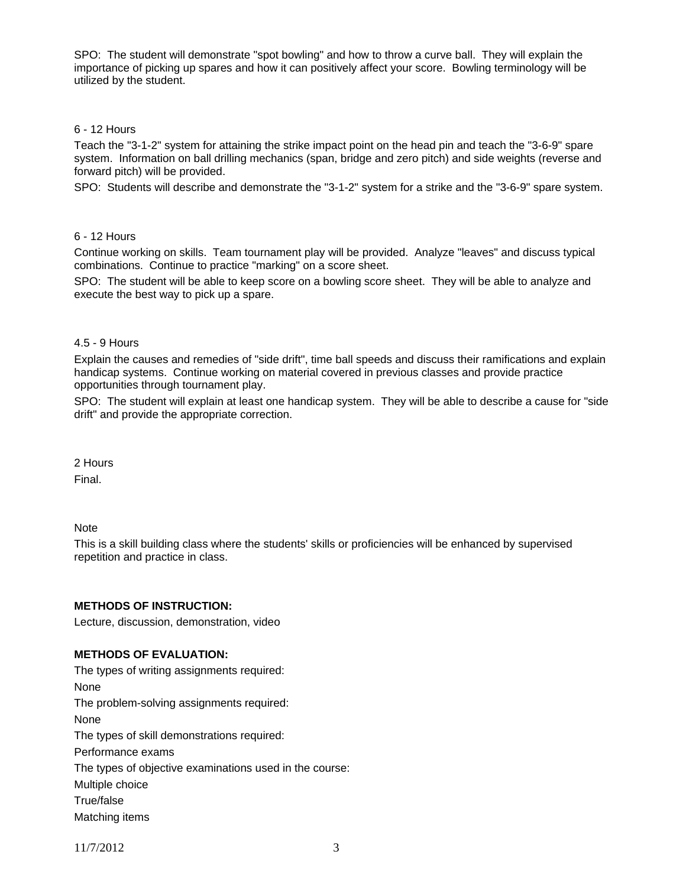SPO: The student will demonstrate "spot bowling" and how to throw a curve ball. They will explain the importance of picking up spares and how it can positively affect your score. Bowling terminology will be utilized by the student.

6 - 12 Hours

Teach the "3-1-2" system for attaining the strike impact point on the head pin and teach the "3-6-9" spare system. Information on ball drilling mechanics (span, bridge and zero pitch) and side weights (reverse and forward pitch) will be provided.

SPO: Students will describe and demonstrate the "3-1-2" system for a strike and the "3-6-9" spare system.

6 - 12 Hours

Continue working on skills. Team tournament play will be provided. Analyze "leaves" and discuss typical combinations. Continue to practice "marking" on a score sheet.

SPO: The student will be able to keep score on a bowling score sheet. They will be able to analyze and execute the best way to pick up a spare.

4.5 - 9 Hours

Explain the causes and remedies of "side drift", time ball speeds and discuss their ramifications and explain handicap systems. Continue working on material covered in previous classes and provide practice opportunities through tournament play.

SPO: The student will explain at least one handicap system. They will be able to describe a cause for "side drift" and provide the appropriate correction.

2 Hours

Final.

Note

This is a skill building class where the students' skills or proficiencies will be enhanced by supervised repetition and practice in class.

**METHODS OF INSTRUCTION:**

Lecture, discussion, demonstration, video

**METHODS OF EVALUATION:**

The types of writing assignments required:

None

The problem-solving assignments required:

None

The types of skill demonstrations required:

Performance exams

The types of objective examinations used in the course:

Multiple choice

True/false

Matching items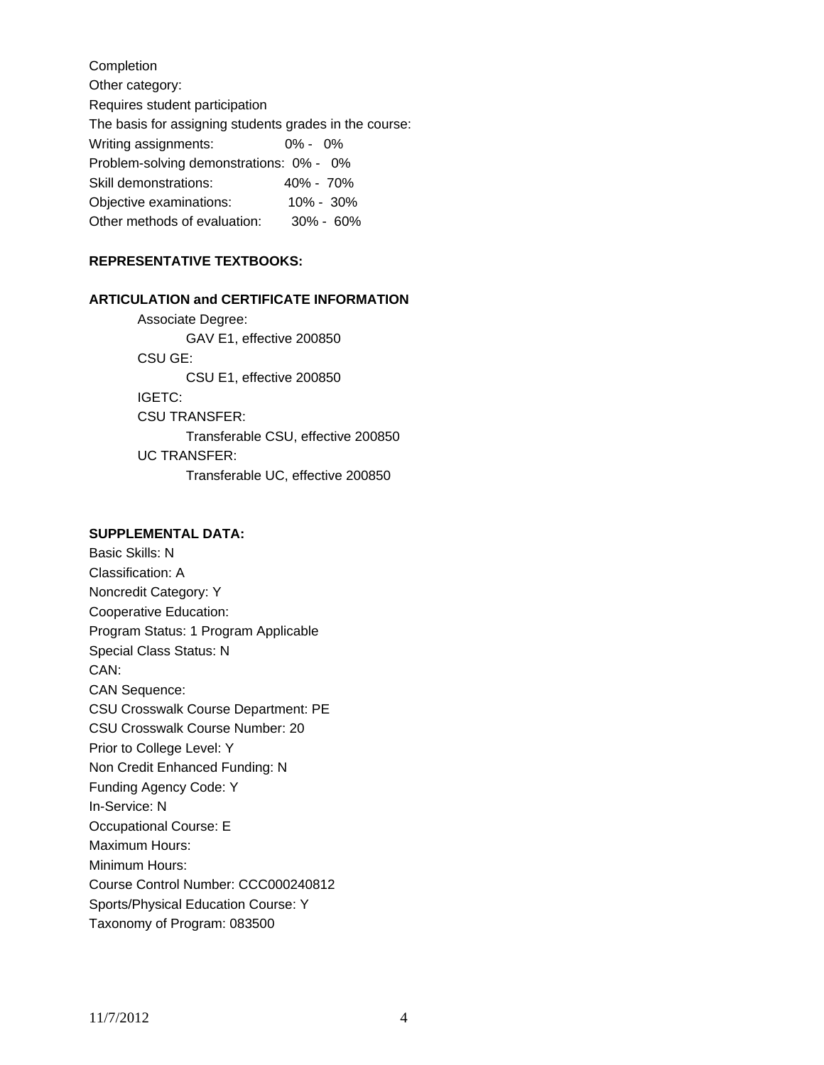Completion

Other category:

Requires student participation

The basis for assigning students grades in the course:

| | |
|---|---|
| Writing assignments: | 0% - 0% |
| Problem-solving demonstrations: | 0% - 0% |
| Skill demonstrations: | 40% - 70% |
| Objective examinations: | 10% - 30% |
| Other methods of evaluation: | 30% - 60% |

**REPRESENTATIVE TEXTBOOKS:**

**ARTICULATION and CERTIFICATE INFORMATION**

Associate Degree:
GAV E1, effective 200850

CSU GE:
CSU E1, effective 200850

IGETC:

CSU TRANSFER:
Transferable CSU, effective 200850

UC TRANSFER:
Transferable UC, effective 200850

**SUPPLEMENTAL DATA:**

Basic Skills: N
Classification: A
Noncredit Category: Y
Cooperative Education:
Program Status: 1 Program Applicable
Special Class Status: N
CAN:
CAN Sequence:
CSU Crosswalk Course Department: PE
CSU Crosswalk Course Number: 20
Prior to College Level: Y
Non Credit Enhanced Funding: N
Funding Agency Code: Y
In-Service: N
Occupational Course: E
Maximum Hours:
Minimum Hours:
Course Control Number: CCC000240812
Sports/Physical Education Course: Y
Taxonomy of Program: 083500